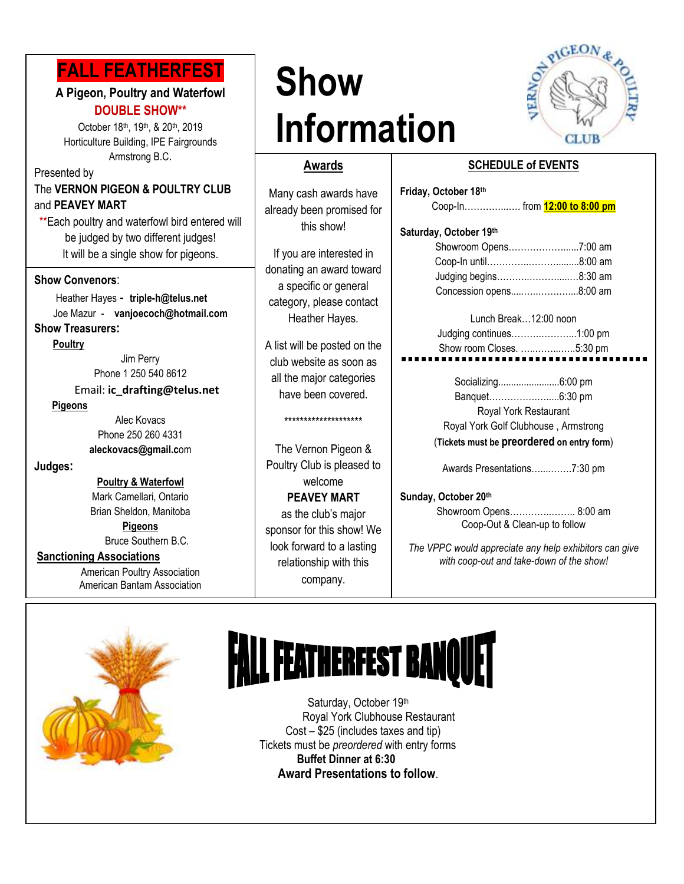# FALL FEATHERFEST

**A Pigeon, Poultry and Waterfowl**

**DOUBLE SHOW****

October 18th, 19th, & 20th, 2019
Horticulture Building, IPE Fairgrounds
Armstrong B.C.

Presented by
The **VERNON PIGEON & POULTRY CLUB** and **PEAVEY MART**

**Each poultry and waterfowl bird entered will be judged by two different judges!
It will be a single show for pigeons.

**Show Convenors**:

Heather Hayes - **triple-h@telus.net**
Joe Mazur - **vanjoecoch@hotmail.com**

**Show Treasurers:**

**Poultry**

Jim Perry
Phone 1 250 540 8612
Email: **ic_drafting@telus.net**

**Pigeons**

Alec Kovacs
Phone 250 260 4331
**aleckovacs@gmail.c**om

**Judges:**

**Poultry & Waterfowl**

Mark Camellari, Ontario
Brian Sheldon, Manitoba

**Pigeons**

Bruce Southern B.C.

**Sanctioning Associations**

American Poultry Association
American Bantam Association

# Show Information

VERNON PIGEON & POULTRY CLUB

## Awards

Many cash awards have already been promised for this show!

If you are interested in donating an award toward a specific or general category, please contact Heather Hayes.

A list will be posted on the club website as soon as all the major categories have been covered.

********************

The Vernon Pigeon & Poultry Club is pleased to welcome **PEAVEY MART** as the club's major sponsor for this show! We look forward to a lasting relationship with this company.

## SCHEDULE of EVENTS

**Friday, October 18th**

Coop-In……………..…. from **12:00 to 8:00 pm**

**Saturday, October 19th**

Showroom Opens………………......7:00 am
Coop-In until…………..…………........8:00 am
Judging begins………..………......….8:30 am
Concession opens…..…..…………....8:00 am

Lunch Break…12:00 noon
Judging continues……….………....1:00 pm
Show room Closes. …..…….….....5:30 pm

Socializing.........................6:00 pm
Banquet………………......6:30 pm
Royal York Restaurant
Royal York Golf Clubhouse , Armstrong
(**Tickets must be preordered on entry form**)

Awards Presentations…...……..7:30 pm

**Sunday, October 20th**

Showroom Opens…………..……. 8:00 am
Coop-Out & Clean-up to follow

*The VPPC would appreciate any help exhibitors can give with coop-out and take-down of the show!*

# FALL FEATHERFEST BANQUET

Saturday, October 19th
Royal York Clubhouse Restaurant
Cost – $25 (includes taxes and tip)
Tickets must be *preordered* with entry forms
**Buffet Dinner at 6:30**
**Award Presentations to follow**.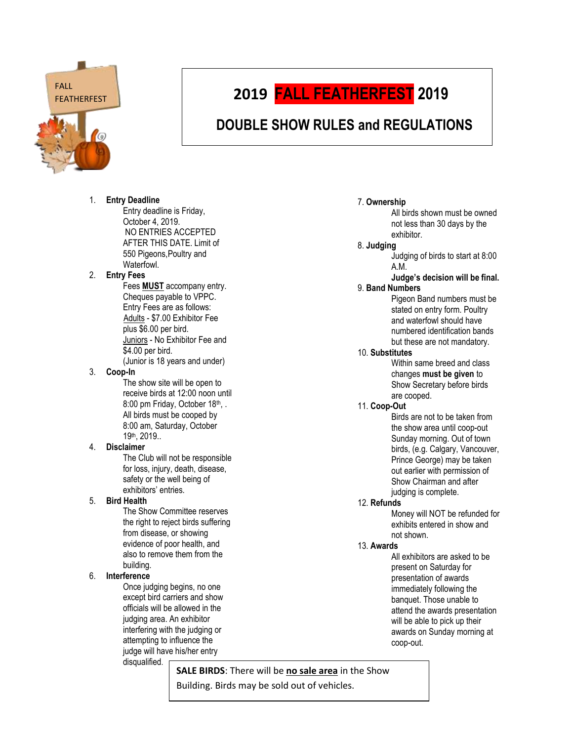FALL FEATHERFEST

# 2019 FALL FEATHERFEST 2019

## DOUBLE SHOW RULES and REGULATIONS

1. **Entry Deadline**

   Entry deadline is Friday, October 4, 2019. NO ENTRIES ACCEPTED AFTER THIS DATE. Limit of 550 Pigeons,Poultry and Waterfowl.

2. **Entry Fees**

   Fees **MUST** accompany entry. Cheques payable to VPPC. Entry Fees are as follows:
   Adults - $7.00 Exhibitor Fee plus $6.00 per bird.
   Juniors - No Exhibitor Fee and $4.00 per bird.
   (Junior is 18 years and under)

3. **Coop-In**

   The show site will be open to receive birds at 12:00 noon until 8:00 pm Friday, October 18th, . All birds must be cooped by 8:00 am, Saturday, October 19th, 2019..

4. **Disclaimer**

   The Club will not be responsible for loss, injury, death, disease, safety or the well being of exhibitors' entries.

5. **Bird Health**

   The Show Committee reserves the right to reject birds suffering from disease, or showing evidence of poor health, and also to remove them from the building.

6. **Interference**

   Once judging begins, no one except bird carriers and show officials will be allowed in the judging area. An exhibitor interfering with the judging or attempting to influence the judge will have his/her entry disqualified.

7. **Ownership**

   All birds shown must be owned not less than 30 days by the exhibitor.

8. **Judging**

   Judging of birds to start at 8:00 A.M.
   **Judge's decision will be final.**

9. **Band Numbers**

   Pigeon Band numbers must be stated on entry form. Poultry and waterfowl should have numbered identification bands but these are not mandatory.

10. **Substitutes**

    Within same breed and class changes **must be given** to Show Secretary before birds are cooped.

11. **Coop-Out**

    Birds are not to be taken from the show area until coop-out Sunday morning. Out of town birds, (e.g. Calgary, Vancouver, Prince George) may be taken out earlier with permission of Show Chairman and after judging is complete.

12. **Refunds**

    Money will NOT be refunded for exhibits entered in show and not shown.

13. **Awards**

    All exhibitors are asked to be present on Saturday for presentation of awards immediately following the banquet. Those unable to attend the awards presentation will be able to pick up their awards on Sunday morning at coop-out.

**SALE BIRDS**: There will be **no sale area** in the Show Building. Birds may be sold out of vehicles.